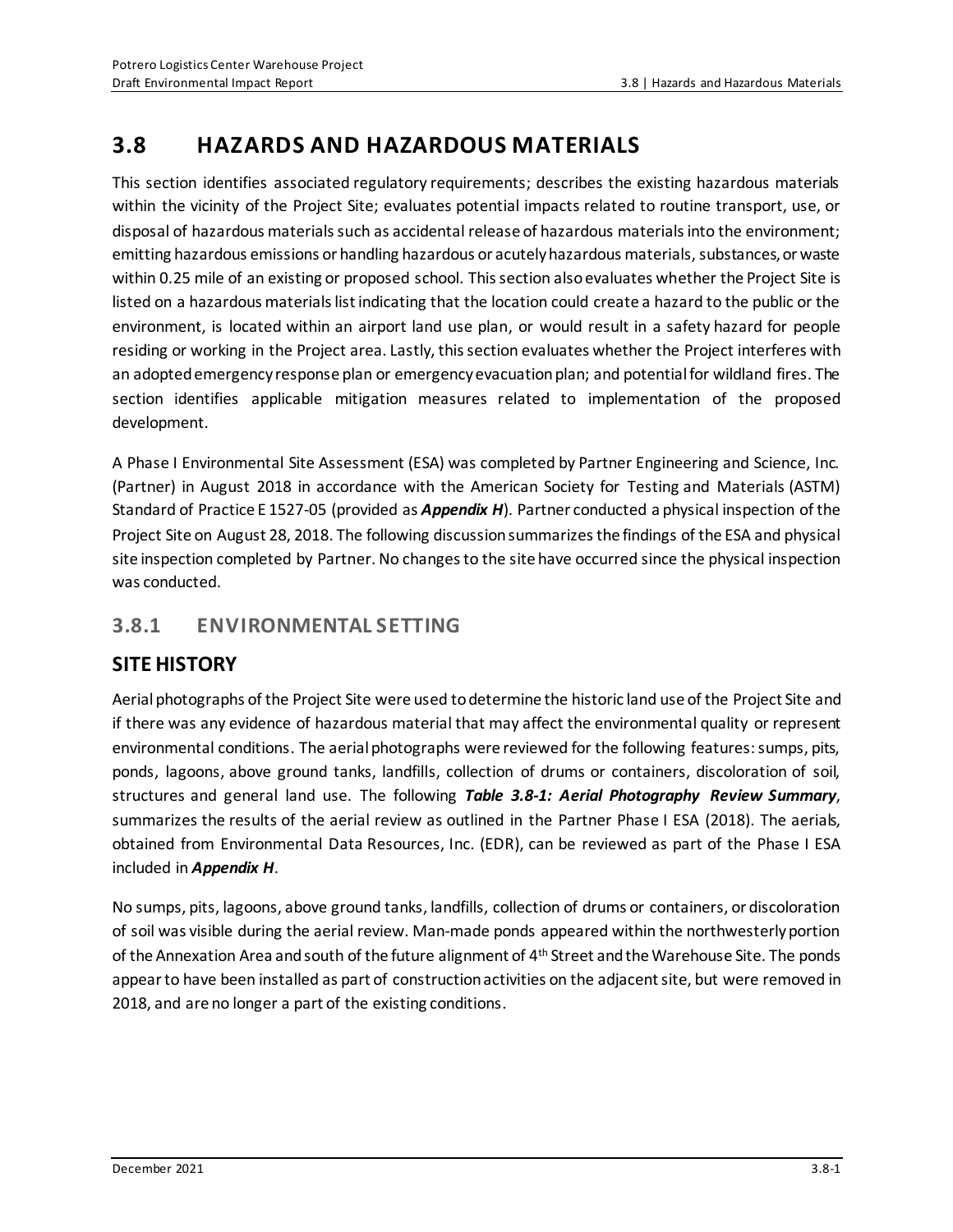# 3.8 HAZARDS AND HAZARDOUS MATERIALS

This section identifies associated regulatory requirements; describes the existing hazardous materials within the vicinity of the Project Site; evaluates potential impacts related to routine transport, use, or disposal of hazardous materials such as accidental release of hazardous materials into the environment; emitting hazardous emissions or handling hazardous or acutely hazardous materials, substances, or waste within 0.25 mile of an existing or proposed school. This section also evaluates whether the Project Site is listed on a hazardous materials list indicating that the location could create a hazard to the public or the environment, is located within an airport land use plan, or would result in a safety hazard for people residing or working in the Project area. Lastly, this section evaluates whether the Project interferes with an adopted emergency response plan or emergency evacuation plan; and potential for wildland fires. The section identifies applicable mitigation measures related to implementation of the proposed development.

A Phase I Environmental Site Assessment (ESA) was completed by Partner Engineering and Science, Inc. (Partner) in August 2018 in accordance with the American Society for Testing and Materials (ASTM) Standard of Practice E 1527-05 (provided as ***Appendix H***). Partner conducted a physical inspection of the Project Site on August 28, 2018. The following discussion summarizes the findings of the ESA and physical site inspection completed by Partner. No changes to the site have occurred since the physical inspection was conducted.

## 3.8.1 ENVIRONMENTAL SETTING

## SITE HISTORY

Aerial photographs of the Project Site were used to determine the historic land use of the Project Site and if there was any evidence of hazardous material that may affect the environmental quality or represent environmental conditions. The aerial photographs were reviewed for the following features: sumps, pits, ponds, lagoons, above ground tanks, landfills, collection of drums or containers, discoloration of soil, structures and general land use. The following ***Table 3.8-1: Aerial Photography Review Summary***, summarizes the results of the aerial review as outlined in the Partner Phase I ESA (2018). The aerials, obtained from Environmental Data Resources, Inc. (EDR), can be reviewed as part of the Phase I ESA included in ***Appendix H***.

No sumps, pits, lagoons, above ground tanks, landfills, collection of drums or containers, or discoloration of soil was visible during the aerial review. Man-made ponds appeared within the northwesterly portion of the Annexation Area and south of the future alignment of 4th Street and the Warehouse Site. The ponds appear to have been installed as part of construction activities on the adjacent site, but were removed in 2018, and are no longer a part of the existing conditions.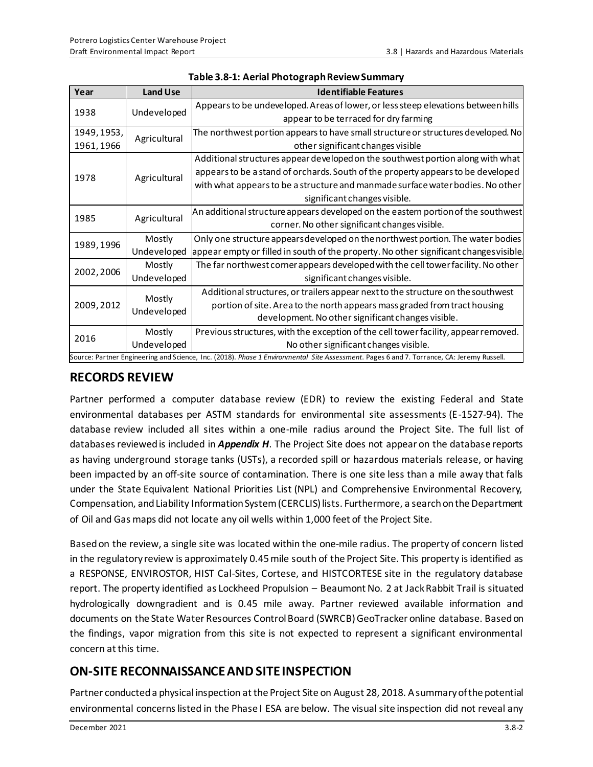**Table 3.8-1: Aerial Photograph Review Summary**

| Year | Land Use | Identifiable Features |
|---|---|---|
| 1938 | Undeveloped | Appears to be undeveloped. Areas of lower, or less steep elevations between hills appear to be terraced for dry farming |
| 1949, 1953, 1961, 1966 | Agricultural | The northwest portion appears to have small structure or structures developed. No other significant changes visible |
| 1978 | Agricultural | Additional structures appear developed on the southwest portion along with what appears to be a stand of orchards. South of the property appears to be developed with what appears to be a structure and manmade surface water bodies. No other significant changes visible. |
| 1985 | Agricultural | An additional structure appears developed on the eastern portion of the southwest corner. No other significant changes visible. |
| 1989, 1996 | Mostly Undeveloped | Only one structure appears developed on the northwest portion. The water bodies appear empty or filled in south of the property. No other significant changes visible. |
| 2002, 2006 | Mostly Undeveloped | The far northwest corner appears developed with the cell tower facility. No other significant changes visible. |
| 2009, 2012 | Mostly Undeveloped | Additional structures, or trailers appear next to the structure on the southwest portion of site. Area to the north appears mass graded from tract housing development. No other significant changes visible. |
| 2016 | Mostly Undeveloped | Previous structures, with the exception of the cell tower facility, appear removed. No other significant changes visible. |

Source: Partner Engineering and Science, Inc. (2018). *Phase 1 Environmental Site Assessment*. Pages 6 and 7. Torrance, CA: Jeremy Russell.

## RECORDS REVIEW

Partner performed a computer database review (EDR) to review the existing Federal and State environmental databases per ASTM standards for environmental site assessments (E-1527-94). The database review included all sites within a one-mile radius around the Project Site. The full list of databases reviewed is included in ***Appendix H***. The Project Site does not appear on the database reports as having underground storage tanks (USTs), a recorded spill or hazardous materials release, or having been impacted by an off-site source of contamination. There is one site less than a mile away that falls under the State Equivalent National Priorities List (NPL) and Comprehensive Environmental Recovery, Compensation, and Liability Information System (CERCLIS) lists. Furthermore, a search on the Department of Oil and Gas maps did not locate any oil wells within 1,000 feet of the Project Site.

Based on the review, a single site was located within the one-mile radius. The property of concern listed in the regulatory review is approximately 0.45 mile south of the Project Site. This property is identified as a RESPONSE, ENVIROSTOR, HIST Cal-Sites, Cortese, and HISTCORTESE site in the regulatory database report. The property identified as Lockheed Propulsion – Beaumont No. 2 at Jack Rabbit Trail is situated hydrologically downgradient and is 0.45 mile away. Partner reviewed available information and documents on the State Water Resources Control Board (SWRCB) GeoTracker online database. Based on the findings, vapor migration from this site is not expected to represent a significant environmental concern at this time.

## ON-SITE RECONNAISSANCE AND SITE INSPECTION

Partner conducted a physical inspection at the Project Site on August 28, 2018. A summary of the potential environmental concerns listed in the Phase I ESA are below. The visual site inspection did not reveal any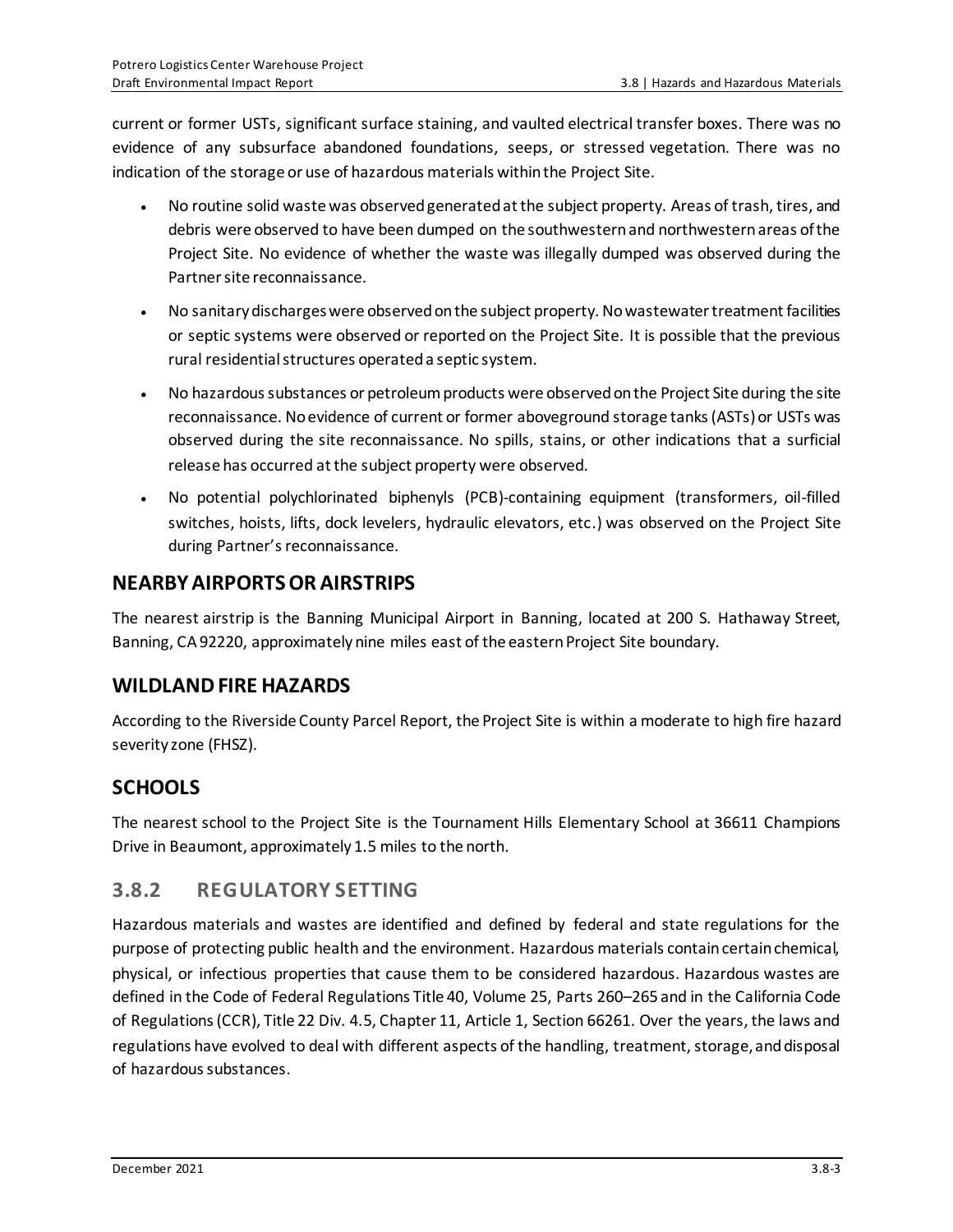current or former USTs, significant surface staining, and vaulted electrical transfer boxes. There was no evidence of any subsurface abandoned foundations, seeps, or stressed vegetation. There was no indication of the storage or use of hazardous materials within the Project Site.

- No routine solid waste was observed generated at the subject property. Areas of trash, tires, and debris were observed to have been dumped on the southwestern and northwestern areas of the Project Site. No evidence of whether the waste was illegally dumped was observed during the Partner site reconnaissance.
- No sanitary discharges were observed on the subject property. No wastewater treatment facilities or septic systems were observed or reported on the Project Site. It is possible that the previous rural residential structures operated a septic system.
- No hazardous substances or petroleum products were observed on the Project Site during the site reconnaissance. No evidence of current or former aboveground storage tanks (ASTs) or USTs was observed during the site reconnaissance. No spills, stains, or other indications that a surficial release has occurred at the subject property were observed.
- No potential polychlorinated biphenyls (PCB)-containing equipment (transformers, oil-filled switches, hoists, lifts, dock levelers, hydraulic elevators, etc.) was observed on the Project Site during Partner's reconnaissance.

## NEARBY AIRPORTS OR AIRSTRIPS

The nearest airstrip is the Banning Municipal Airport in Banning, located at 200 S. Hathaway Street, Banning, CA 92220, approximately nine miles east of the eastern Project Site boundary.

## WILDLAND FIRE HAZARDS

According to the Riverside County Parcel Report, the Project Site is within a moderate to high fire hazard severity zone (FHSZ).

## SCHOOLS

The nearest school to the Project Site is the Tournament Hills Elementary School at 36611 Champions Drive in Beaumont, approximately 1.5 miles to the north.

## 3.8.2 REGULATORY SETTING

Hazardous materials and wastes are identified and defined by federal and state regulations for the purpose of protecting public health and the environment. Hazardous materials contain certain chemical, physical, or infectious properties that cause them to be considered hazardous. Hazardous wastes are defined in the Code of Federal Regulations Title 40, Volume 25, Parts 260–265 and in the California Code of Regulations (CCR), Title 22 Div. 4.5, Chapter 11, Article 1, Section 66261. Over the years, the laws and regulations have evolved to deal with different aspects of the handling, treatment, storage, and disposal of hazardous substances.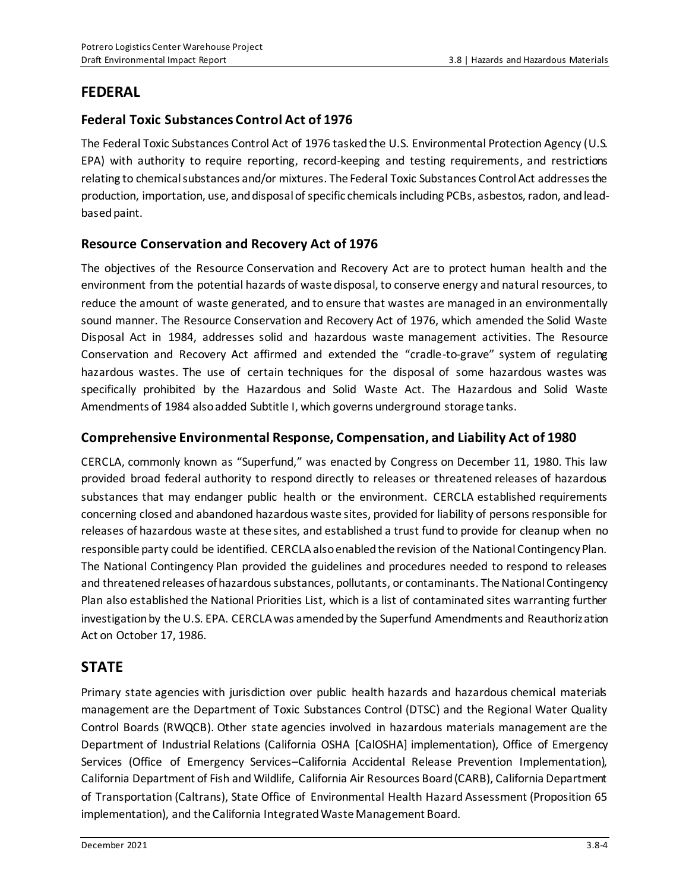## FEDERAL

### Federal Toxic Substances Control Act of 1976

The Federal Toxic Substances Control Act of 1976 tasked the U.S. Environmental Protection Agency (U.S. EPA) with authority to require reporting, record-keeping and testing requirements, and restrictions relating to chemical substances and/or mixtures. The Federal Toxic Substances Control Act addresses the production, importation, use, and disposal of specific chemicals including PCBs, asbestos, radon, and lead-based paint.

### Resource Conservation and Recovery Act of 1976

The objectives of the Resource Conservation and Recovery Act are to protect human health and the environment from the potential hazards of waste disposal, to conserve energy and natural resources, to reduce the amount of waste generated, and to ensure that wastes are managed in an environmentally sound manner. The Resource Conservation and Recovery Act of 1976, which amended the Solid Waste Disposal Act in 1984, addresses solid and hazardous waste management activities. The Resource Conservation and Recovery Act affirmed and extended the "cradle-to-grave" system of regulating hazardous wastes. The use of certain techniques for the disposal of some hazardous wastes was specifically prohibited by the Hazardous and Solid Waste Act. The Hazardous and Solid Waste Amendments of 1984 also added Subtitle I, which governs underground storage tanks.

### Comprehensive Environmental Response, Compensation, and Liability Act of 1980

CERCLA, commonly known as "Superfund," was enacted by Congress on December 11, 1980. This law provided broad federal authority to respond directly to releases or threatened releases of hazardous substances that may endanger public health or the environment. CERCLA established requirements concerning closed and abandoned hazardous waste sites, provided for liability of persons responsible for releases of hazardous waste at these sites, and established a trust fund to provide for cleanup when no responsible party could be identified. CERCLA also enabled the revision of the National Contingency Plan. The National Contingency Plan provided the guidelines and procedures needed to respond to releases and threatened releases of hazardous substances, pollutants, or contaminants. The National Contingency Plan also established the National Priorities List, which is a list of contaminated sites warranting further investigation by the U.S. EPA. CERCLA was amended by the Superfund Amendments and Reauthorization Act on October 17, 1986.

## STATE

Primary state agencies with jurisdiction over public health hazards and hazardous chemical materials management are the Department of Toxic Substances Control (DTSC) and the Regional Water Quality Control Boards (RWQCB). Other state agencies involved in hazardous materials management are the Department of Industrial Relations (California OSHA [CalOSHA] implementation), Office of Emergency Services (Office of Emergency Services–California Accidental Release Prevention Implementation), California Department of Fish and Wildlife, California Air Resources Board (CARB), California Department of Transportation (Caltrans), State Office of Environmental Health Hazard Assessment (Proposition 65 implementation), and the California Integrated Waste Management Board.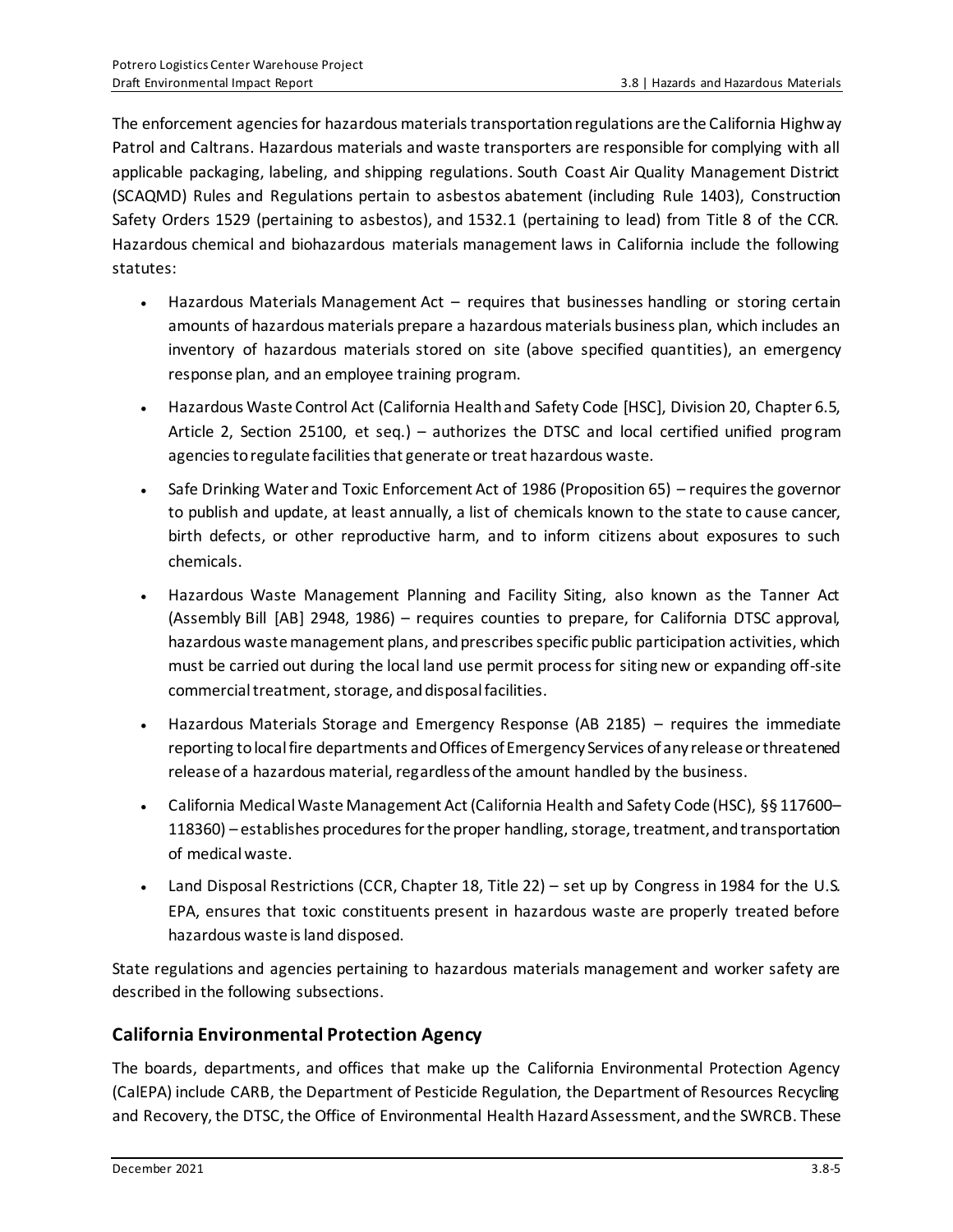The enforcement agencies for hazardous materials transportation regulations are the California Highway Patrol and Caltrans. Hazardous materials and waste transporters are responsible for complying with all applicable packaging, labeling, and shipping regulations. South Coast Air Quality Management District (SCAQMD) Rules and Regulations pertain to asbestos abatement (including Rule 1403), Construction Safety Orders 1529 (pertaining to asbestos), and 1532.1 (pertaining to lead) from Title 8 of the CCR. Hazardous chemical and biohazardous materials management laws in California include the following statutes:

- Hazardous Materials Management Act – requires that businesses handling or storing certain amounts of hazardous materials prepare a hazardous materials business plan, which includes an inventory of hazardous materials stored on site (above specified quantities), an emergency response plan, and an employee training program.
- Hazardous Waste Control Act (California Health and Safety Code [HSC], Division 20, Chapter 6.5, Article 2, Section 25100, et seq.) – authorizes the DTSC and local certified unified program agencies to regulate facilities that generate or treat hazardous waste.
- Safe Drinking Water and Toxic Enforcement Act of 1986 (Proposition 65) – requires the governor to publish and update, at least annually, a list of chemicals known to the state to cause cancer, birth defects, or other reproductive harm, and to inform citizens about exposures to such chemicals.
- Hazardous Waste Management Planning and Facility Siting, also known as the Tanner Act (Assembly Bill [AB] 2948, 1986) – requires counties to prepare, for California DTSC approval, hazardous waste management plans, and prescribes specific public participation activities, which must be carried out during the local land use permit process for siting new or expanding off-site commercial treatment, storage, and disposal facilities.
- Hazardous Materials Storage and Emergency Response (AB 2185) – requires the immediate reporting to local fire departments and Offices of Emergency Services of any release or threatened release of a hazardous material, regardless of the amount handled by the business.
- California Medical Waste Management Act (California Health and Safety Code (HSC), §§ 117600–118360) – establishes procedures for the proper handling, storage, treatment, and transportation of medical waste.
- Land Disposal Restrictions (CCR, Chapter 18, Title 22) – set up by Congress in 1984 for the U.S. EPA, ensures that toxic constituents present in hazardous waste are properly treated before hazardous waste is land disposed.

State regulations and agencies pertaining to hazardous materials management and worker safety are described in the following subsections.

## California Environmental Protection Agency

The boards, departments, and offices that make up the California Environmental Protection Agency (CalEPA) include CARB, the Department of Pesticide Regulation, the Department of Resources Recycling and Recovery, the DTSC, the Office of Environmental Health Hazard Assessment, and the SWRCB. These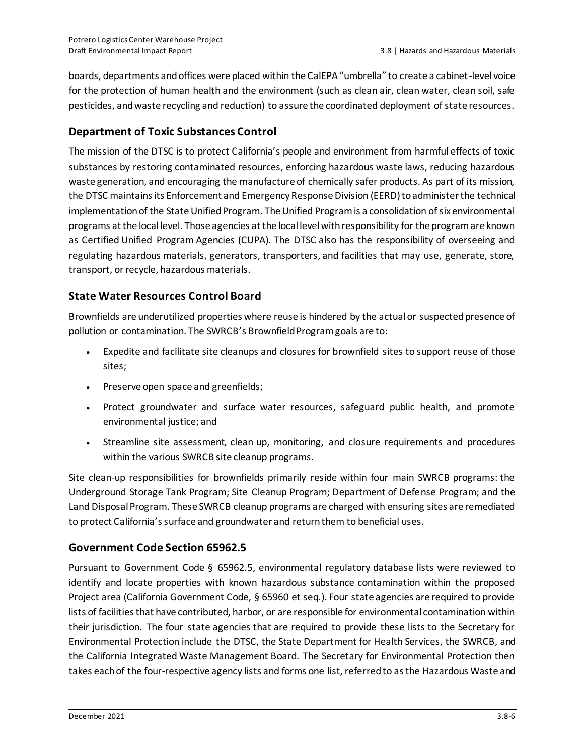boards, departments and offices were placed within the CalEPA "umbrella" to create a cabinet-level voice for the protection of human health and the environment (such as clean air, clean water, clean soil, safe pesticides, and waste recycling and reduction) to assure the coordinated deployment of state resources.

### Department of Toxic Substances Control

The mission of the DTSC is to protect California's people and environment from harmful effects of toxic substances by restoring contaminated resources, enforcing hazardous waste laws, reducing hazardous waste generation, and encouraging the manufacture of chemically safer products. As part of its mission, the DTSC maintains its Enforcement and Emergency Response Division (EERD) to administer the technical implementation of the State Unified Program. The Unified Program is a consolidation of six environmental programs at the local level. Those agencies at the local level with responsibility for the program are known as Certified Unified Program Agencies (CUPA). The DTSC also has the responsibility of overseeing and regulating hazardous materials, generators, transporters, and facilities that may use, generate, store, transport, or recycle, hazardous materials.

### State Water Resources Control Board

Brownfields are underutilized properties where reuse is hindered by the actual or suspected presence of pollution or contamination. The SWRCB's Brownfield Program goals are to:

- Expedite and facilitate site cleanups and closures for brownfield sites to support reuse of those sites;
- Preserve open space and greenfields;
- Protect groundwater and surface water resources, safeguard public health, and promote environmental justice; and
- Streamline site assessment, clean up, monitoring, and closure requirements and procedures within the various SWRCB site cleanup programs.

Site clean-up responsibilities for brownfields primarily reside within four main SWRCB programs: the Underground Storage Tank Program; Site Cleanup Program; Department of Defense Program; and the Land Disposal Program. These SWRCB cleanup programs are charged with ensuring sites are remediated to protect California's surface and groundwater and return them to beneficial uses.

### Government Code Section 65962.5

Pursuant to Government Code § 65962.5, environmental regulatory database lists were reviewed to identify and locate properties with known hazardous substance contamination within the proposed Project area (California Government Code, § 65960 et seq.). Four state agencies are required to provide lists of facilities that have contributed, harbor, or are responsible for environmental contamination within their jurisdiction. The four state agencies that are required to provide these lists to the Secretary for Environmental Protection include the DTSC, the State Department for Health Services, the SWRCB, and the California Integrated Waste Management Board. The Secretary for Environmental Protection then takes each of the four-respective agency lists and forms one list, referred to as the Hazardous Waste and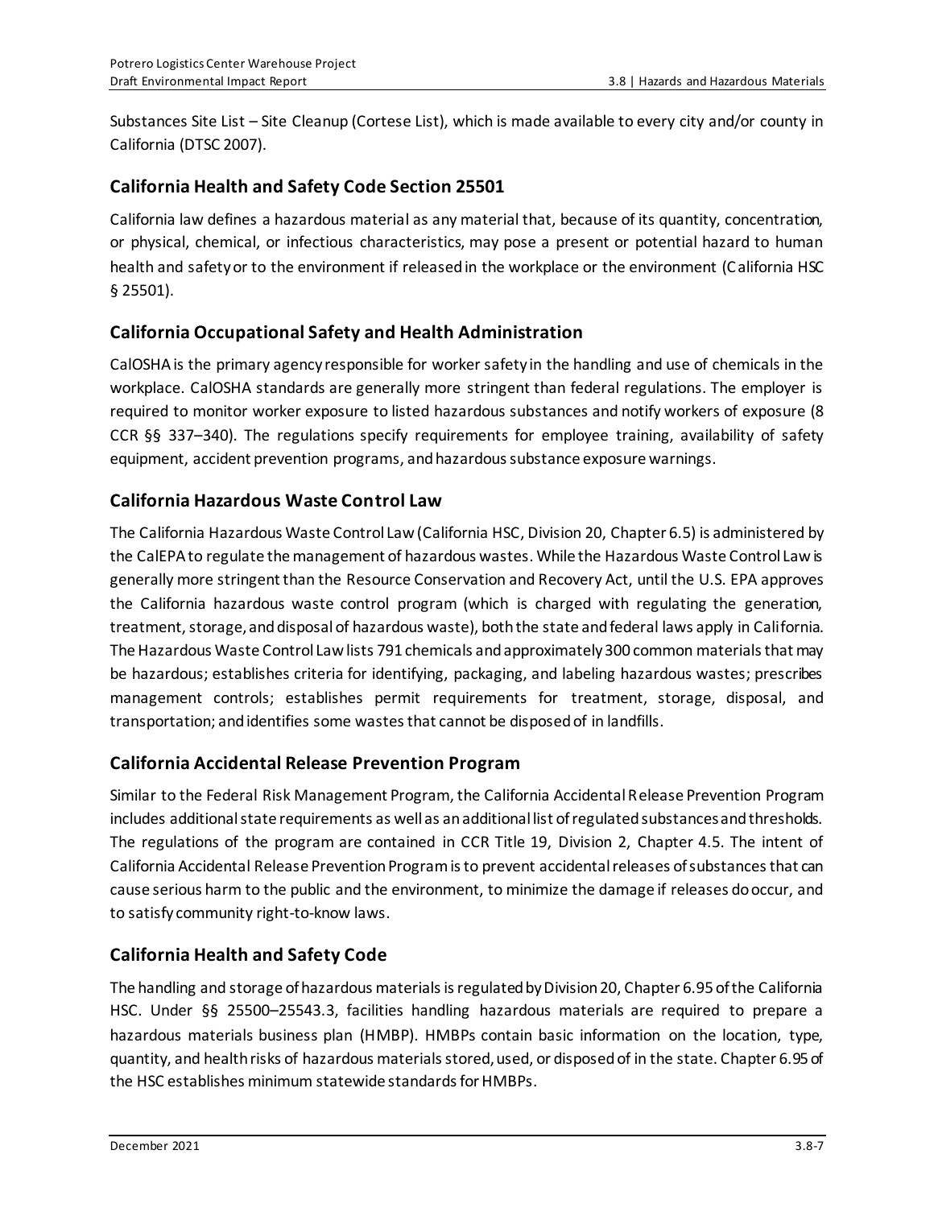Substances Site List – Site Cleanup (Cortese List), which is made available to every city and/or county in California (DTSC 2007).

## California Health and Safety Code Section 25501

California law defines a hazardous material as any material that, because of its quantity, concentration, or physical, chemical, or infectious characteristics, may pose a present or potential hazard to human health and safety or to the environment if released in the workplace or the environment (California HSC § 25501).

## California Occupational Safety and Health Administration

CalOSHA is the primary agency responsible for worker safety in the handling and use of chemicals in the workplace. CalOSHA standards are generally more stringent than federal regulations. The employer is required to monitor worker exposure to listed hazardous substances and notify workers of exposure (8 CCR §§ 337–340). The regulations specify requirements for employee training, availability of safety equipment, accident prevention programs, and hazardous substance exposure warnings.

## California Hazardous Waste Control Law

The California Hazardous Waste Control Law (California HSC, Division 20, Chapter 6.5) is administered by the CalEPA to regulate the management of hazardous wastes. While the Hazardous Waste Control Law is generally more stringent than the Resource Conservation and Recovery Act, until the U.S. EPA approves the California hazardous waste control program (which is charged with regulating the generation, treatment, storage, and disposal of hazardous waste), both the state and federal laws apply in California. The Hazardous Waste Control Law lists 791 chemicals and approximately 300 common materials that may be hazardous; establishes criteria for identifying, packaging, and labeling hazardous wastes; prescribes management controls; establishes permit requirements for treatment, storage, disposal, and transportation; and identifies some wastes that cannot be disposed of in landfills.

## California Accidental Release Prevention Program

Similar to the Federal Risk Management Program, the California Accidental Release Prevention Program includes additional state requirements as well as an additional list of regulated substances and thresholds. The regulations of the program are contained in CCR Title 19, Division 2, Chapter 4.5. The intent of California Accidental Release Prevention Program is to prevent accidental releases of substances that can cause serious harm to the public and the environment, to minimize the damage if releases do occur, and to satisfy community right-to-know laws.

## California Health and Safety Code

The handling and storage of hazardous materials is regulated by Division 20, Chapter 6.95 of the California HSC. Under §§ 25500–25543.3, facilities handling hazardous materials are required to prepare a hazardous materials business plan (HMBP). HMBPs contain basic information on the location, type, quantity, and health risks of hazardous materials stored, used, or disposed of in the state. Chapter 6.95 of the HSC establishes minimum statewide standards for HMBPs.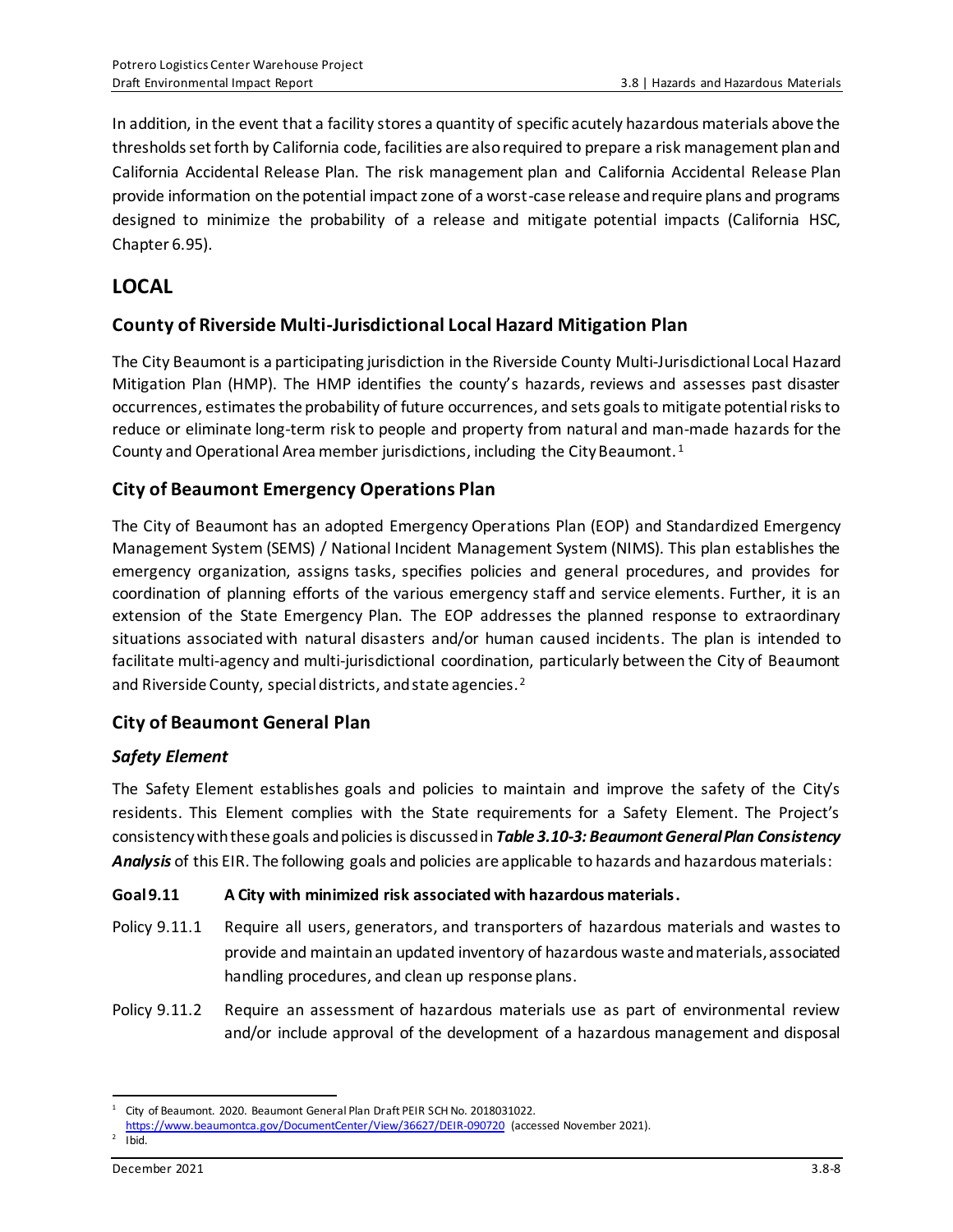In addition, in the event that a facility stores a quantity of specific acutely hazardous materials above the thresholds set forth by California code, facilities are also required to prepare a risk management plan and California Accidental Release Plan. The risk management plan and California Accidental Release Plan provide information on the potential impact zone of a worst-case release and require plans and programs designed to minimize the probability of a release and mitigate potential impacts (California HSC, Chapter 6.95).

## LOCAL

### County of Riverside Multi-Jurisdictional Local Hazard Mitigation Plan

The City Beaumont is a participating jurisdiction in the Riverside County Multi-Jurisdictional Local Hazard Mitigation Plan (HMP). The HMP identifies the county's hazards, reviews and assesses past disaster occurrences, estimates the probability of future occurrences, and sets goals to mitigate potential risks to reduce or eliminate long-term risk to people and property from natural and man-made hazards for the County and Operational Area member jurisdictions, including the City Beaumont.[1]

### City of Beaumont Emergency Operations Plan

The City of Beaumont has an adopted Emergency Operations Plan (EOP) and Standardized Emergency Management System (SEMS) / National Incident Management System (NIMS). This plan establishes the emergency organization, assigns tasks, specifies policies and general procedures, and provides for coordination of planning efforts of the various emergency staff and service elements. Further, it is an extension of the State Emergency Plan. The EOP addresses the planned response to extraordinary situations associated with natural disasters and/or human caused incidents. The plan is intended to facilitate multi-agency and multi-jurisdictional coordination, particularly between the City of Beaumont and Riverside County, special districts, and state agencies.[2]

### City of Beaumont General Plan

#### *Safety Element*

The Safety Element establishes goals and policies to maintain and improve the safety of the City's residents. This Element complies with the State requirements for a Safety Element. The Project's consistency with these goals and policies is discussed in ***Table 3.10-3: Beaumont General Plan Consistency Analysis*** of this EIR. The following goals and policies are applicable to hazards and hazardous materials:

**Goal 9.11 A City with minimized risk associated with hazardous materials.**

Policy 9.11.1 Require all users, generators, and transporters of hazardous materials and wastes to provide and maintain an updated inventory of hazardous waste and materials, associated handling procedures, and clean up response plans.

Policy 9.11.2 Require an assessment of hazardous materials use as part of environmental review and/or include approval of the development of a hazardous management and disposal

---

[1] City of Beaumont. 2020. Beaumont General Plan Draft PEIR SCH No. 2018031022. https://www.beaumontca.gov/DocumentCenter/View/36627/DEIR-090720 (accessed November 2021).

[2] Ibid.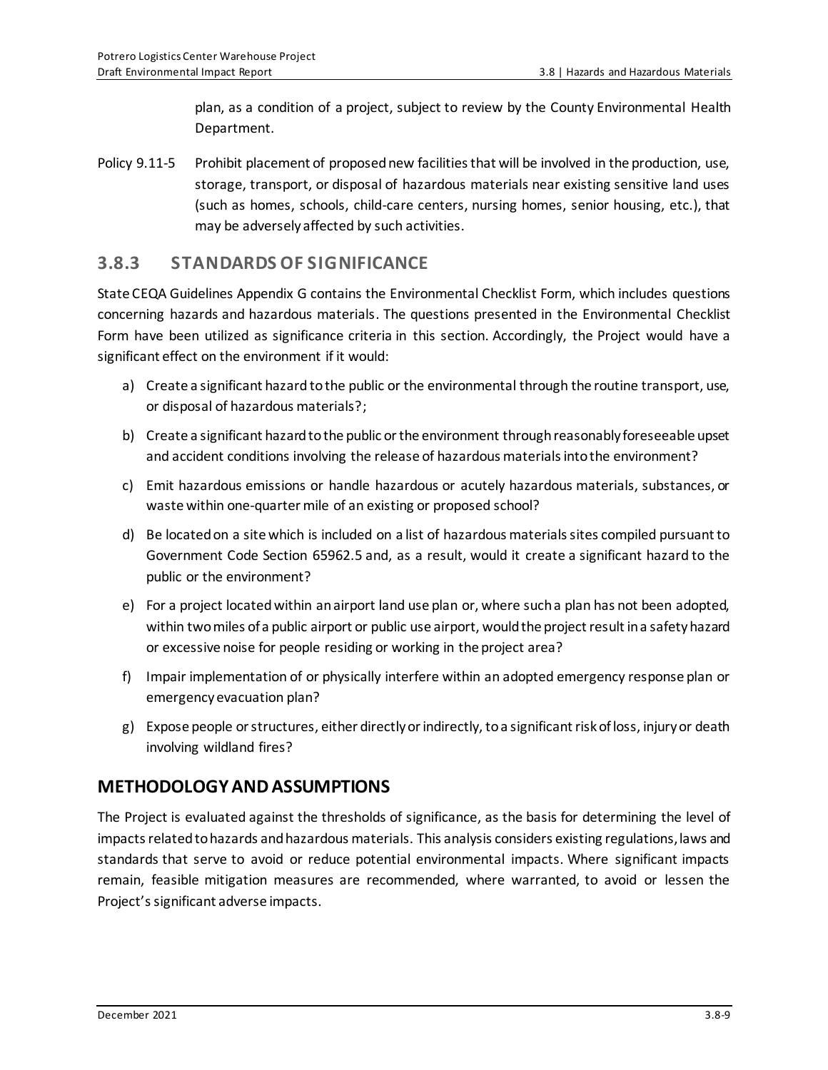plan, as a condition of a project, subject to review by the County Environmental Health Department.

Policy 9.11-5 Prohibit placement of proposed new facilities that will be involved in the production, use, storage, transport, or disposal of hazardous materials near existing sensitive land uses (such as homes, schools, child-care centers, nursing homes, senior housing, etc.), that may be adversely affected by such activities.

## 3.8.3 STANDARDS OF SIGNIFICANCE

State CEQA Guidelines Appendix G contains the Environmental Checklist Form, which includes questions concerning hazards and hazardous materials. The questions presented in the Environmental Checklist Form have been utilized as significance criteria in this section. Accordingly, the Project would have a significant effect on the environment if it would:

a) Create a significant hazard to the public or the environmental through the routine transport, use, or disposal of hazardous materials?;

b) Create a significant hazard to the public or the environment through reasonably foreseeable upset and accident conditions involving the release of hazardous materials into the environment?

c) Emit hazardous emissions or handle hazardous or acutely hazardous materials, substances, or waste within one-quarter mile of an existing or proposed school?

d) Be located on a site which is included on a list of hazardous materials sites compiled pursuant to Government Code Section 65962.5 and, as a result, would it create a significant hazard to the public or the environment?

e) For a project located within an airport land use plan or, where such a plan has not been adopted, within two miles of a public airport or public use airport, would the project result in a safety hazard or excessive noise for people residing or working in the project area?

f) Impair implementation of or physically interfere within an adopted emergency response plan or emergency evacuation plan?

g) Expose people or structures, either directly or indirectly, to a significant risk of loss, injury or death involving wildland fires?

## METHODOLOGY AND ASSUMPTIONS

The Project is evaluated against the thresholds of significance, as the basis for determining the level of impacts related to hazards and hazardous materials. This analysis considers existing regulations, laws and standards that serve to avoid or reduce potential environmental impacts. Where significant impacts remain, feasible mitigation measures are recommended, where warranted, to avoid or lessen the Project's significant adverse impacts.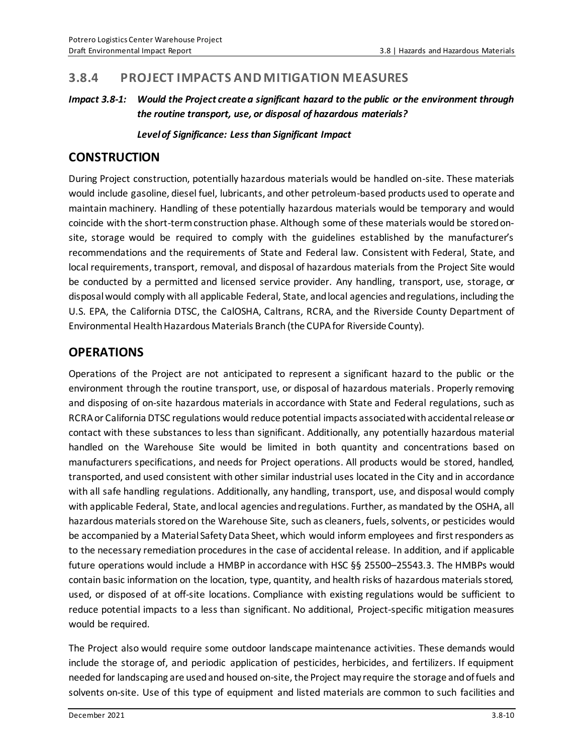## 3.8.4 PROJECT IMPACTS AND MITIGATION MEASURES

***Impact 3.8-1: Would the Project create a significant hazard to the public or the environment through the routine transport, use, or disposal of hazardous materials?***

***Level of Significance: Less than Significant Impact***

## CONSTRUCTION

During Project construction, potentially hazardous materials would be handled on-site. These materials would include gasoline, diesel fuel, lubricants, and other petroleum-based products used to operate and maintain machinery. Handling of these potentially hazardous materials would be temporary and would coincide with the short-term construction phase. Although some of these materials would be stored on-site, storage would be required to comply with the guidelines established by the manufacturer's recommendations and the requirements of State and Federal law. Consistent with Federal, State, and local requirements, transport, removal, and disposal of hazardous materials from the Project Site would be conducted by a permitted and licensed service provider. Any handling, transport, use, storage, or disposal would comply with all applicable Federal, State, and local agencies and regulations, including the U.S. EPA, the California DTSC, the CalOSHA, Caltrans, RCRA, and the Riverside County Department of Environmental Health Hazardous Materials Branch (the CUPA for Riverside County).

## OPERATIONS

Operations of the Project are not anticipated to represent a significant hazard to the public or the environment through the routine transport, use, or disposal of hazardous materials. Properly removing and disposing of on-site hazardous materials in accordance with State and Federal regulations, such as RCRA or California DTSC regulations would reduce potential impacts associated with accidental release or contact with these substances to less than significant. Additionally, any potentially hazardous material handled on the Warehouse Site would be limited in both quantity and concentrations based on manufacturers specifications, and needs for Project operations. All products would be stored, handled, transported, and used consistent with other similar industrial uses located in the City and in accordance with all safe handling regulations. Additionally, any handling, transport, use, and disposal would comply with applicable Federal, State, and local agencies and regulations. Further, as mandated by the OSHA, all hazardous materials stored on the Warehouse Site, such as cleaners, fuels, solvents, or pesticides would be accompanied by a Material Safety Data Sheet, which would inform employees and first responders as to the necessary remediation procedures in the case of accidental release. In addition, and if applicable future operations would include a HMBP in accordance with HSC §§ 25500–25543.3. The HMBPs would contain basic information on the location, type, quantity, and health risks of hazardous materials stored, used, or disposed of at off-site locations. Compliance with existing regulations would be sufficient to reduce potential impacts to a less than significant. No additional, Project-specific mitigation measures would be required.

The Project also would require some outdoor landscape maintenance activities. These demands would include the storage of, and periodic application of pesticides, herbicides, and fertilizers. If equipment needed for landscaping are used and housed on-site, the Project may require the storage and of fuels and solvents on-site. Use of this type of equipment and listed materials are common to such facilities and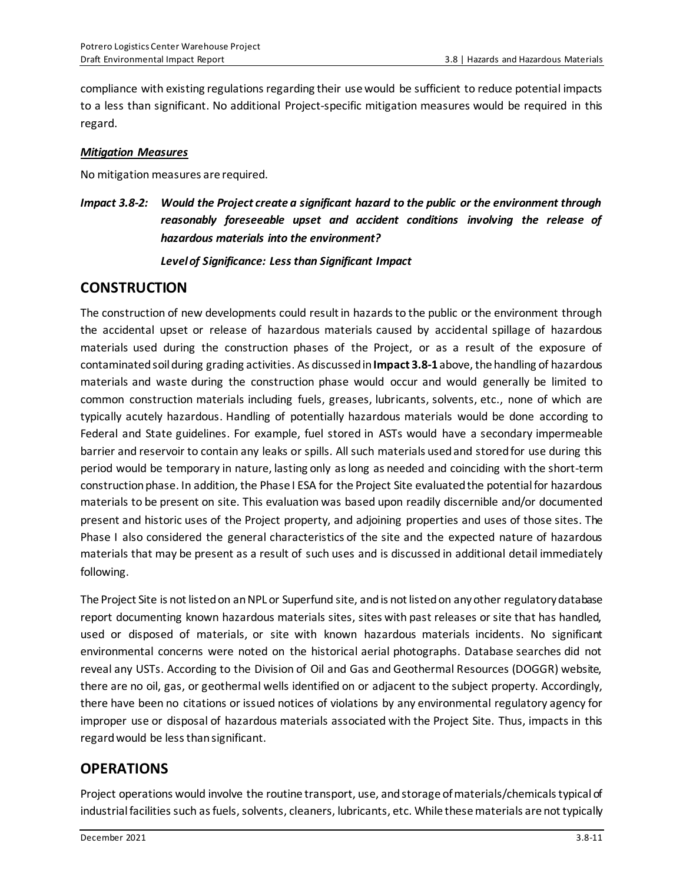compliance with existing regulations regarding their use would be sufficient to reduce potential impacts to a less than significant. No additional Project-specific mitigation measures would be required in this regard.

***Mitigation Measures***

No mitigation measures are required.

***Impact 3.8-2: Would the Project create a significant hazard to the public or the environment through reasonably foreseeable upset and accident conditions involving the release of hazardous materials into the environment?***

***Level of Significance: Less than Significant Impact***

## CONSTRUCTION

The construction of new developments could result in hazards to the public or the environment through the accidental upset or release of hazardous materials caused by accidental spillage of hazardous materials used during the construction phases of the Project, or as a result of the exposure of contaminated soil during grading activities. As discussed in **Impact 3.8-1** above, the handling of hazardous materials and waste during the construction phase would occur and would generally be limited to common construction materials including fuels, greases, lubricants, solvents, etc., none of which are typically acutely hazardous. Handling of potentially hazardous materials would be done according to Federal and State guidelines. For example, fuel stored in ASTs would have a secondary impermeable barrier and reservoir to contain any leaks or spills. All such materials used and stored for use during this period would be temporary in nature, lasting only as long as needed and coinciding with the short-term construction phase. In addition, the Phase I ESA for the Project Site evaluated the potential for hazardous materials to be present on site. This evaluation was based upon readily discernible and/or documented present and historic uses of the Project property, and adjoining properties and uses of those sites. The Phase I also considered the general characteristics of the site and the expected nature of hazardous materials that may be present as a result of such uses and is discussed in additional detail immediately following.

The Project Site is not listed on an NPL or Superfund site, and is not listed on any other regulatory database report documenting known hazardous materials sites, sites with past releases or site that has handled, used or disposed of materials, or site with known hazardous materials incidents. No significant environmental concerns were noted on the historical aerial photographs. Database searches did not reveal any USTs. According to the Division of Oil and Gas and Geothermal Resources (DOGGR) website, there are no oil, gas, or geothermal wells identified on or adjacent to the subject property. Accordingly, there have been no citations or issued notices of violations by any environmental regulatory agency for improper use or disposal of hazardous materials associated with the Project Site. Thus, impacts in this regard would be less than significant.

## OPERATIONS

Project operations would involve the routine transport, use, and storage of materials/chemicals typical of industrial facilities such as fuels, solvents, cleaners, lubricants, etc. While these materials are not typically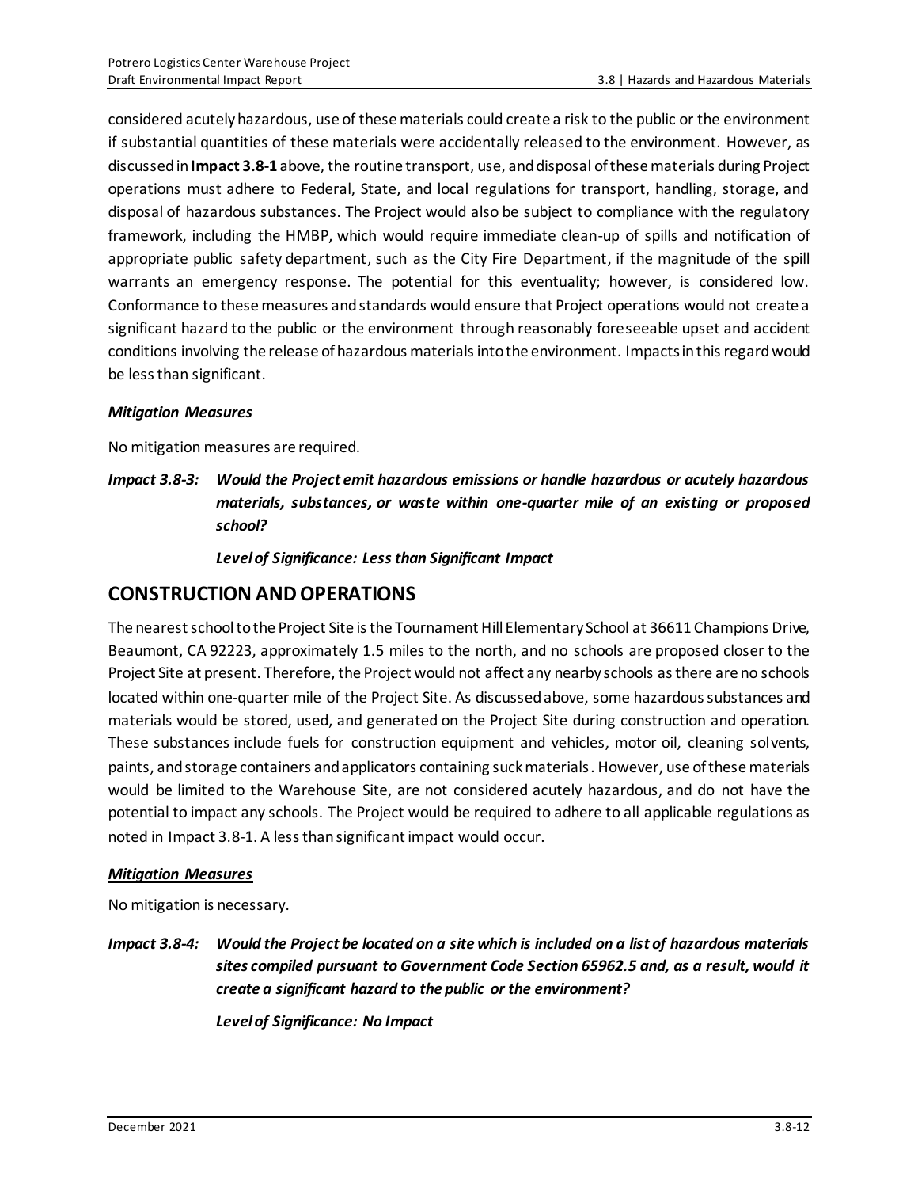considered acutely hazardous, use of these materials could create a risk to the public or the environment if substantial quantities of these materials were accidentally released to the environment. However, as discussed in **Impact 3.8-1** above, the routine transport, use, and disposal of these materials during Project operations must adhere to Federal, State, and local regulations for transport, handling, storage, and disposal of hazardous substances. The Project would also be subject to compliance with the regulatory framework, including the HMBP, which would require immediate clean-up of spills and notification of appropriate public safety department, such as the City Fire Department, if the magnitude of the spill warrants an emergency response. The potential for this eventuality; however, is considered low. Conformance to these measures and standards would ensure that Project operations would not create a significant hazard to the public or the environment through reasonably foreseeable upset and accident conditions involving the release of hazardous materials into the environment. Impacts in this regard would be less than significant.

***Mitigation Measures***

No mitigation measures are required.

***Impact 3.8-3: Would the Project emit hazardous emissions or handle hazardous or acutely hazardous materials, substances, or waste within one-quarter mile of an existing or proposed school?***

***Level of Significance: Less than Significant Impact***

## CONSTRUCTION AND OPERATIONS

The nearest school to the Project Site is the Tournament Hill Elementary School at 36611 Champions Drive, Beaumont, CA 92223, approximately 1.5 miles to the north, and no schools are proposed closer to the Project Site at present. Therefore, the Project would not affect any nearby schools as there are no schools located within one-quarter mile of the Project Site. As discussed above, some hazardous substances and materials would be stored, used, and generated on the Project Site during construction and operation. These substances include fuels for construction equipment and vehicles, motor oil, cleaning solvents, paints, and storage containers and applicators containing suck materials. However, use of these materials would be limited to the Warehouse Site, are not considered acutely hazardous, and do not have the potential to impact any schools. The Project would be required to adhere to all applicable regulations as noted in Impact 3.8-1. A less than significant impact would occur.

***Mitigation Measures***

No mitigation is necessary.

***Impact 3.8-4: Would the Project be located on a site which is included on a list of hazardous materials sites compiled pursuant to Government Code Section 65962.5 and, as a result, would it create a significant hazard to the public or the environment?***

***Level of Significance: No Impact***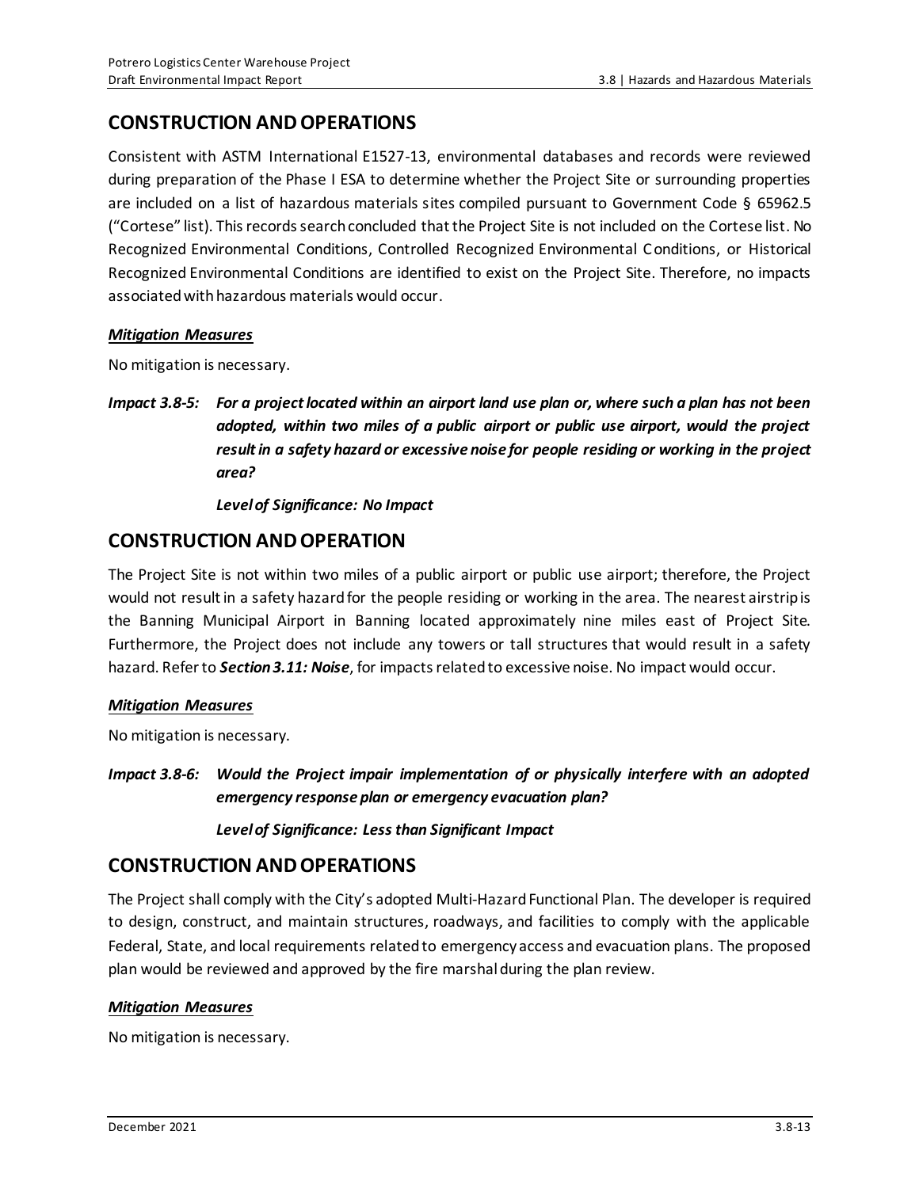## CONSTRUCTION AND OPERATIONS

Consistent with ASTM International E1527-13, environmental databases and records were reviewed during preparation of the Phase I ESA to determine whether the Project Site or surrounding properties are included on a list of hazardous materials sites compiled pursuant to Government Code § 65962.5 ("Cortese" list). This records search concluded that the Project Site is not included on the Cortese list. No Recognized Environmental Conditions, Controlled Recognized Environmental Conditions, or Historical Recognized Environmental Conditions are identified to exist on the Project Site. Therefore, no impacts associated with hazardous materials would occur.

***Mitigation Measures***

No mitigation is necessary.

***Impact 3.8-5: For a project located within an airport land use plan or, where such a plan has not been adopted, within two miles of a public airport or public use airport, would the project result in a safety hazard or excessive noise for people residing or working in the project area?***

***Level of Significance: No Impact***

## CONSTRUCTION AND OPERATION

The Project Site is not within two miles of a public airport or public use airport; therefore, the Project would not result in a safety hazard for the people residing or working in the area. The nearest airstrip is the Banning Municipal Airport in Banning located approximately nine miles east of Project Site. Furthermore, the Project does not include any towers or tall structures that would result in a safety hazard. Refer to ***Section 3.11: Noise***, for impacts related to excessive noise. No impact would occur.

***Mitigation Measures***

No mitigation is necessary.

***Impact 3.8-6: Would the Project impair implementation of or physically interfere with an adopted emergency response plan or emergency evacuation plan?***

***Level of Significance: Less than Significant Impact***

## CONSTRUCTION AND OPERATIONS

The Project shall comply with the City's adopted Multi-Hazard Functional Plan. The developer is required to design, construct, and maintain structures, roadways, and facilities to comply with the applicable Federal, State, and local requirements related to emergency access and evacuation plans. The proposed plan would be reviewed and approved by the fire marshal during the plan review.

***Mitigation Measures***

No mitigation is necessary.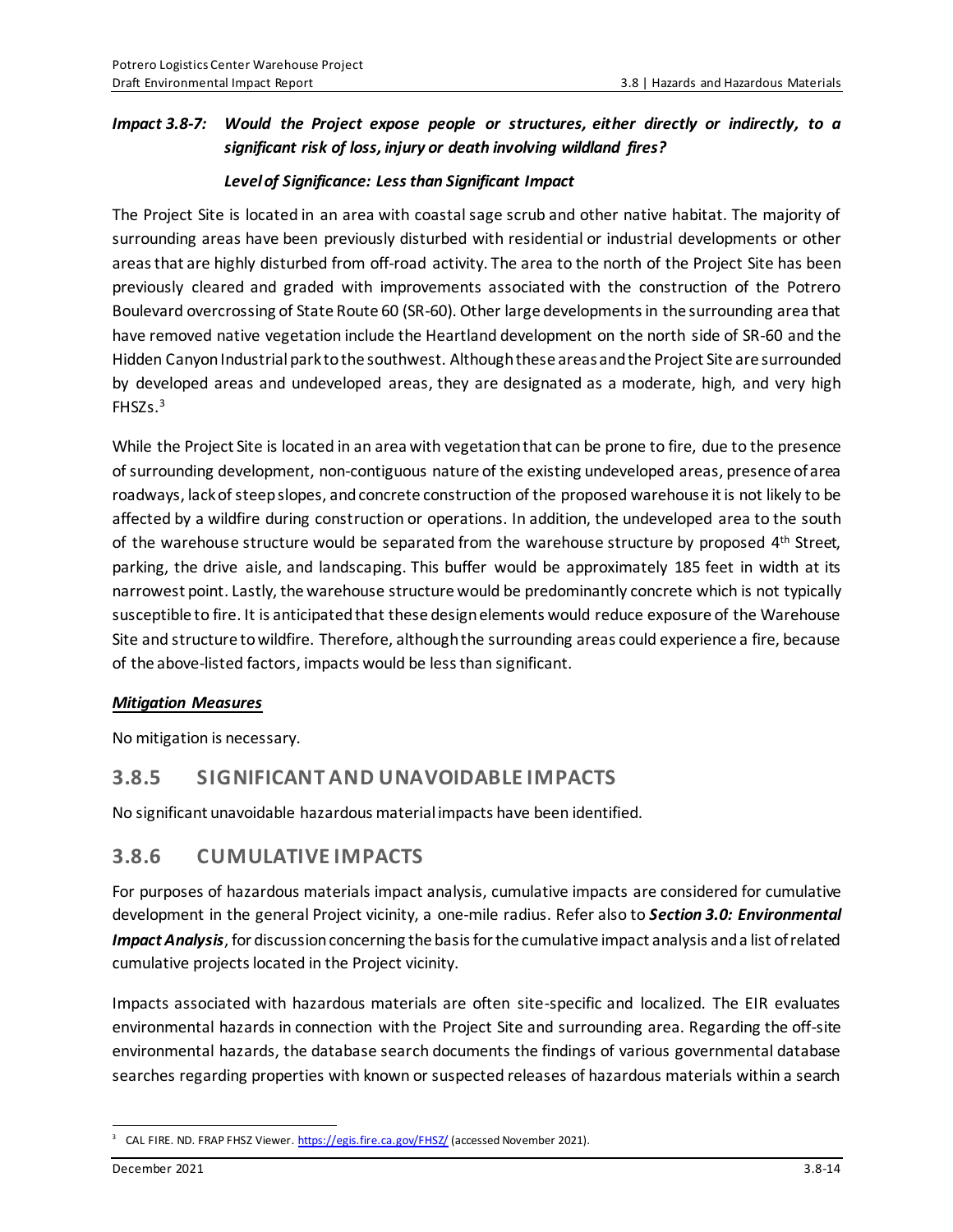***Impact 3.8-7: Would the Project expose people or structures, either directly or indirectly, to a significant risk of loss, injury or death involving wildland fires?***

***Level of Significance: Less than Significant Impact***

The Project Site is located in an area with coastal sage scrub and other native habitat. The majority of surrounding areas have been previously disturbed with residential or industrial developments or other areas that are highly disturbed from off-road activity. The area to the north of the Project Site has been previously cleared and graded with improvements associated with the construction of the Potrero Boulevard overcrossing of State Route 60 (SR-60). Other large developments in the surrounding area that have removed native vegetation include the Heartland development on the north side of SR-60 and the Hidden Canyon Industrial park to the southwest. Although these areas and the Project Site are surrounded by developed areas and undeveloped areas, they are designated as a moderate, high, and very high FHSZs.[3]

While the Project Site is located in an area with vegetation that can be prone to fire, due to the presence of surrounding development, non-contiguous nature of the existing undeveloped areas, presence of area roadways, lack of steep slopes, and concrete construction of the proposed warehouse it is not likely to be affected by a wildfire during construction or operations. In addition, the undeveloped area to the south of the warehouse structure would be separated from the warehouse structure by proposed 4th Street, parking, the drive aisle, and landscaping. This buffer would be approximately 185 feet in width at its narrowest point. Lastly, the warehouse structure would be predominantly concrete which is not typically susceptible to fire. It is anticipated that these design elements would reduce exposure of the Warehouse Site and structure to wildfire. Therefore, although the surrounding areas could experience a fire, because of the above-listed factors, impacts would be less than significant.

***Mitigation Measures***

No mitigation is necessary.

## 3.8.5 SIGNIFICANT AND UNAVOIDABLE IMPACTS

No significant unavoidable hazardous material impacts have been identified.

## 3.8.6 CUMULATIVE IMPACTS

For purposes of hazardous materials impact analysis, cumulative impacts are considered for cumulative development in the general Project vicinity, a one-mile radius. Refer also to ***Section 3.0: Environmental Impact Analysis***, for discussion concerning the basis for the cumulative impact analysis and a list of related cumulative projects located in the Project vicinity.

Impacts associated with hazardous materials are often site-specific and localized. The EIR evaluates environmental hazards in connection with the Project Site and surrounding area. Regarding the off-site environmental hazards, the database search documents the findings of various governmental database searches regarding properties with known or suspected releases of hazardous materials within a search

---

[3] CAL FIRE. ND. FRAP FHSZ Viewer. https://egis.fire.ca.gov/FHSZ/ (accessed November 2021).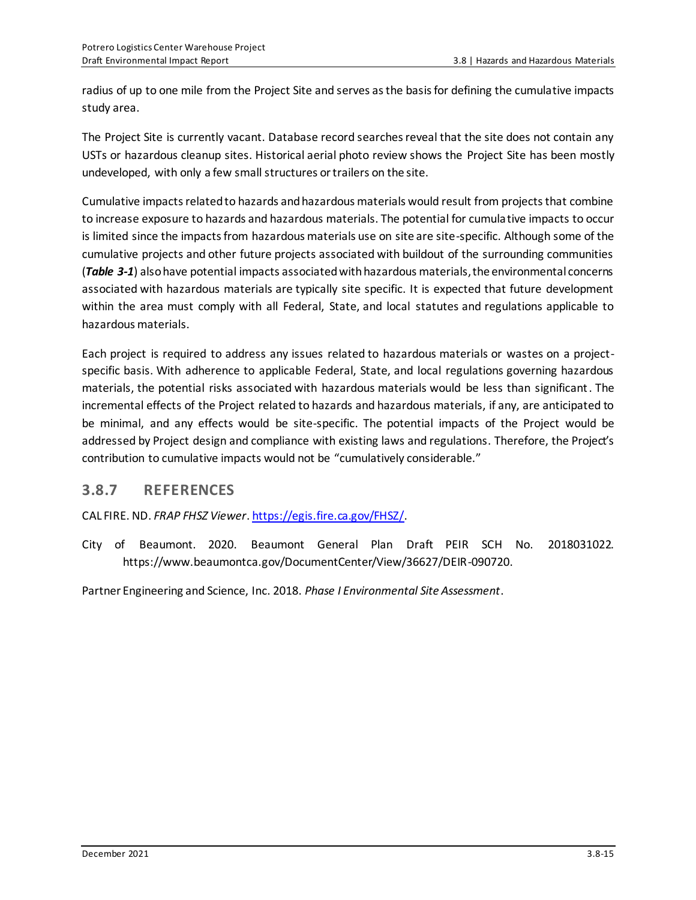radius of up to one mile from the Project Site and serves as the basis for defining the cumulative impacts study area.

The Project Site is currently vacant. Database record searches reveal that the site does not contain any USTs or hazardous cleanup sites. Historical aerial photo review shows the Project Site has been mostly undeveloped, with only a few small structures or trailers on the site.

Cumulative impacts related to hazards and hazardous materials would result from projects that combine to increase exposure to hazards and hazardous materials. The potential for cumulative impacts to occur is limited since the impacts from hazardous materials use on site are site-specific. Although some of the cumulative projects and other future projects associated with buildout of the surrounding communities (***Table 3-1***) also have potential impacts associated with hazardous materials, the environmental concerns associated with hazardous materials are typically site specific. It is expected that future development within the area must comply with all Federal, State, and local statutes and regulations applicable to hazardous materials.

Each project is required to address any issues related to hazardous materials or wastes on a project-specific basis. With adherence to applicable Federal, State, and local regulations governing hazardous materials, the potential risks associated with hazardous materials would be less than significant. The incremental effects of the Project related to hazards and hazardous materials, if any, are anticipated to be minimal, and any effects would be site-specific. The potential impacts of the Project would be addressed by Project design and compliance with existing laws and regulations. Therefore, the Project's contribution to cumulative impacts would not be "cumulatively considerable."

## 3.8.7 REFERENCES

CAL FIRE. ND. *FRAP FHSZ Viewer*. https://egis.fire.ca.gov/FHSZ/.

City of Beaumont. 2020. Beaumont General Plan Draft PEIR SCH No. 2018031022. https://www.beaumontca.gov/DocumentCenter/View/36627/DEIR-090720.

Partner Engineering and Science, Inc. 2018. *Phase I Environmental Site Assessment*.